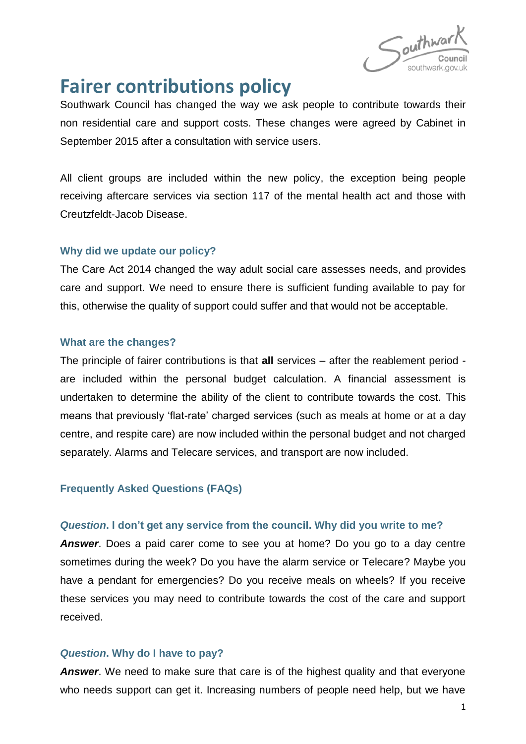# Fairer contributions policy

Southwark Council has changed the way we ask people to contribute towards their non residential care and support costs. These changes were agreed by Cabinet in September 2015 after a consultation with service users.

All client groups are included within the new policy, the exception being people receiving aftercare services via section 117 of the mental health act and those with Creutzfeldt-Jacob Disease.

### Why did we update our policy?

The Care Act 2014 changed the way adult social care assesses needs, and provides care and support. We need to ensure there is sufficient funding available to pay for this, otherwise the quality of support could suffer and that would not be acceptable.

### What are the changes?

The principle of fairer contributions is that **all** services – after the reablement period - are included within the personal budget calculation. A financial assessment is undertaken to determine the ability of the client to contribute towards the cost. This means that previously 'flat-rate' charged services (such as meals at home or at a day centre, and respite care) are now included within the personal budget and not charged separately. Alarms and Telecare services, and transport are now included.

### Frequently Asked Questions (FAQs)

#### *Question*. I don't get any service from the council. Why did you write to me?

***Answer***. Does a paid carer come to see you at home? Do you go to a day centre sometimes during the week? Do you have the alarm service or Telecare? Maybe you have a pendant for emergencies? Do you receive meals on wheels? If you receive these services you may need to contribute towards the cost of the care and support received.

#### *Question*. Why do I have to pay?

***Answer***. We need to make sure that care is of the highest quality and that everyone who needs support can get it. Increasing numbers of people need help, but we have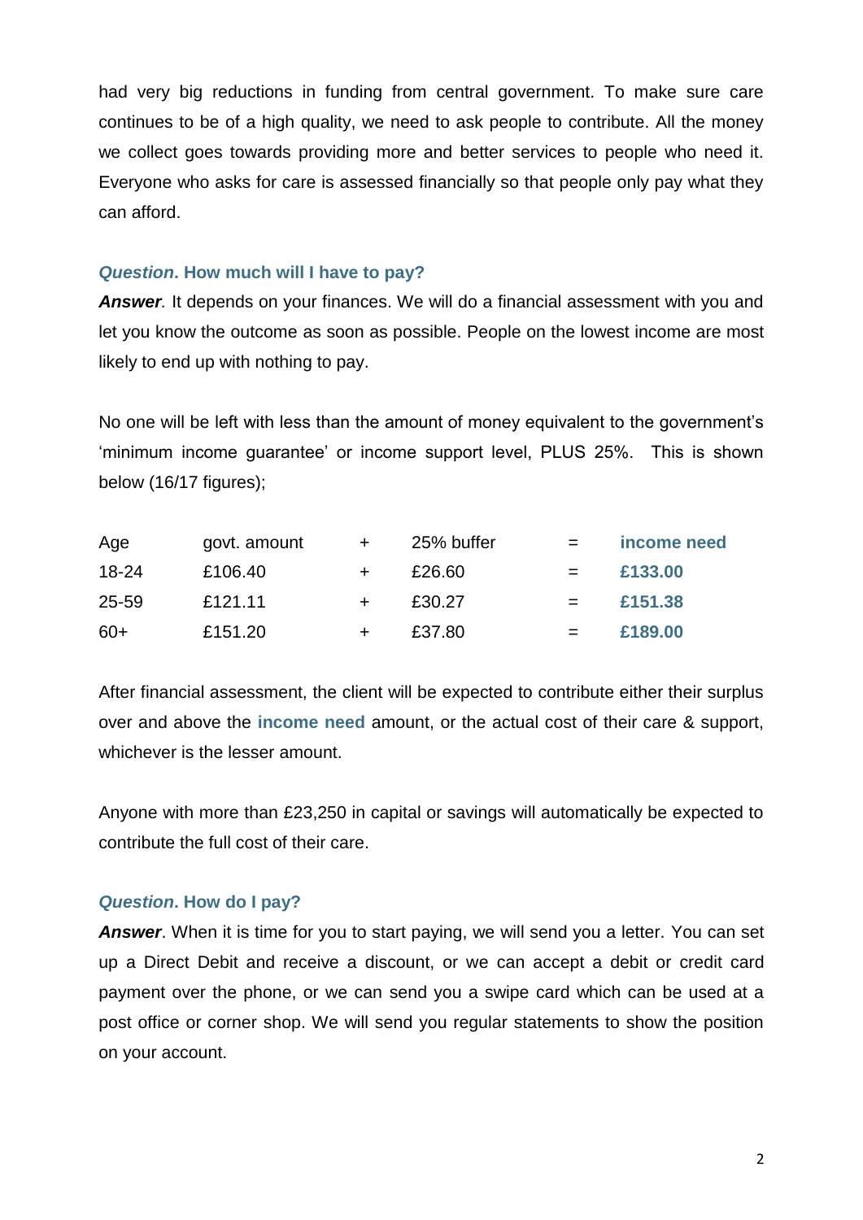had very big reductions in funding from central government. To make sure care continues to be of a high quality, we need to ask people to contribute. All the money we collect goes towards providing more and better services to people who need it. Everyone who asks for care is assessed financially so that people only pay what they can afford.

### ***Question*. How much will I have to pay?**

***Answer*.** It depends on your finances. We will do a financial assessment with you and let you know the outcome as soon as possible. People on the lowest income are most likely to end up with nothing to pay.

No one will be left with less than the amount of money equivalent to the government's 'minimum income guarantee' or income support level, PLUS 25%. This is shown below (16/17 figures);

| Age | govt. amount | + | 25% buffer | = | income need |
|---|---|---|---|---|---|
| 18-24 | £106.40 | + | £26.60 | = | **£133.00** |
| 25-59 | £121.11 | + | £30.27 | = | **£151.38** |
| 60+ | £151.20 | + | £37.80 | = | **£189.00** |

After financial assessment, the client will be expected to contribute either their surplus over and above the **income need** amount, or the actual cost of their care & support, whichever is the lesser amount.

Anyone with more than £23,250 in capital or savings will automatically be expected to contribute the full cost of their care.

### ***Question*. How do I pay?**

***Answer***. When it is time for you to start paying, we will send you a letter. You can set up a Direct Debit and receive a discount, or we can accept a debit or credit card payment over the phone, or we can send you a swipe card which can be used at a post office or corner shop. We will send you regular statements to show the position on your account.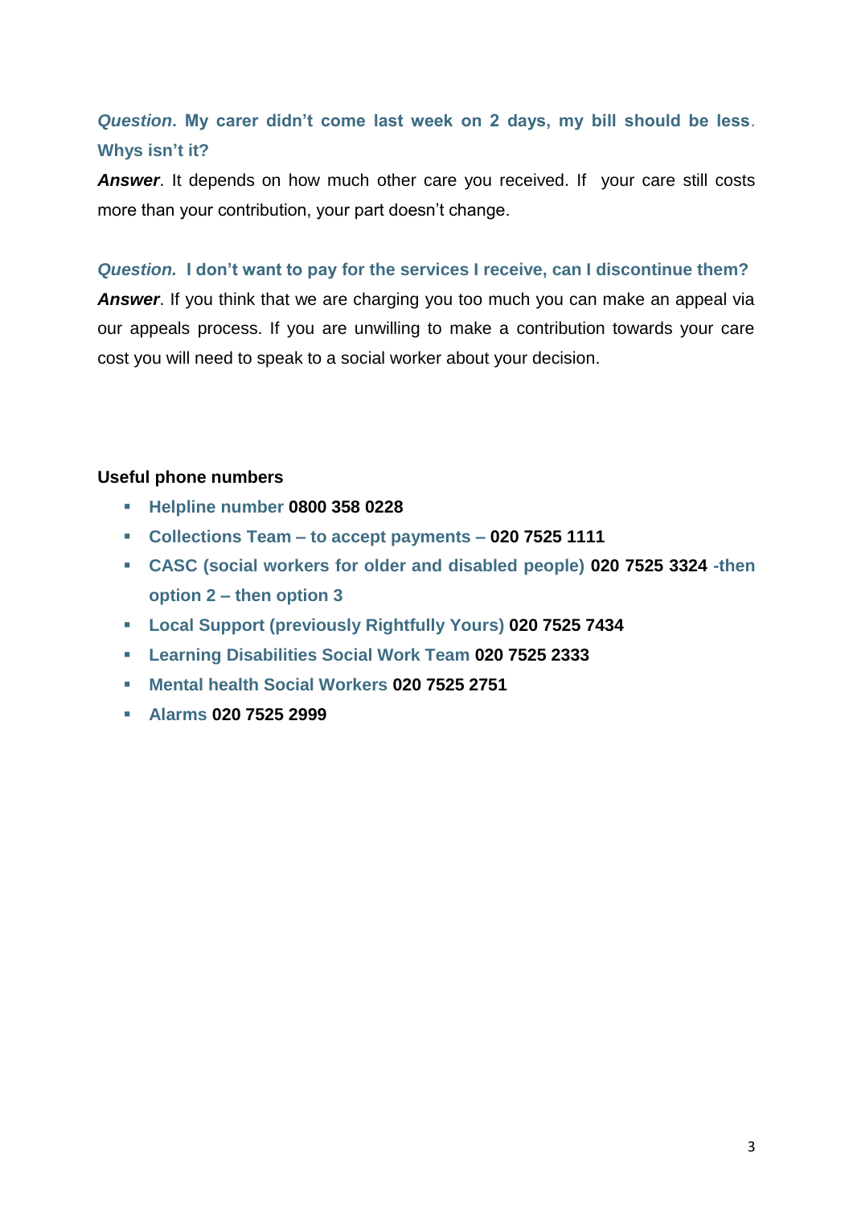***Question*. My carer didn't come last week on 2 days, my bill should be less. Whys isn't it?**

***Answer***. It depends on how much other care you received. If your care still costs more than your contribution, your part doesn't change.

***Question.* I don't want to pay for the services I receive, can I discontinue them?**

***Answer***. If you think that we are charging you too much you can make an appeal via our appeals process. If you are unwilling to make a contribution towards your care cost you will need to speak to a social worker about your decision.

**Useful phone numbers**

- **Helpline number 0800 358 0228**
- **Collections Team – to accept payments – 020 7525 1111**
- **CASC (social workers for older and disabled people) 020 7525 3324 -then option 2 – then option 3**
- **Local Support (previously Rightfully Yours) 020 7525 7434**
- **Learning Disabilities Social Work Team 020 7525 2333**
- **Mental health Social Workers 020 7525 2751**
- **Alarms 020 7525 2999**